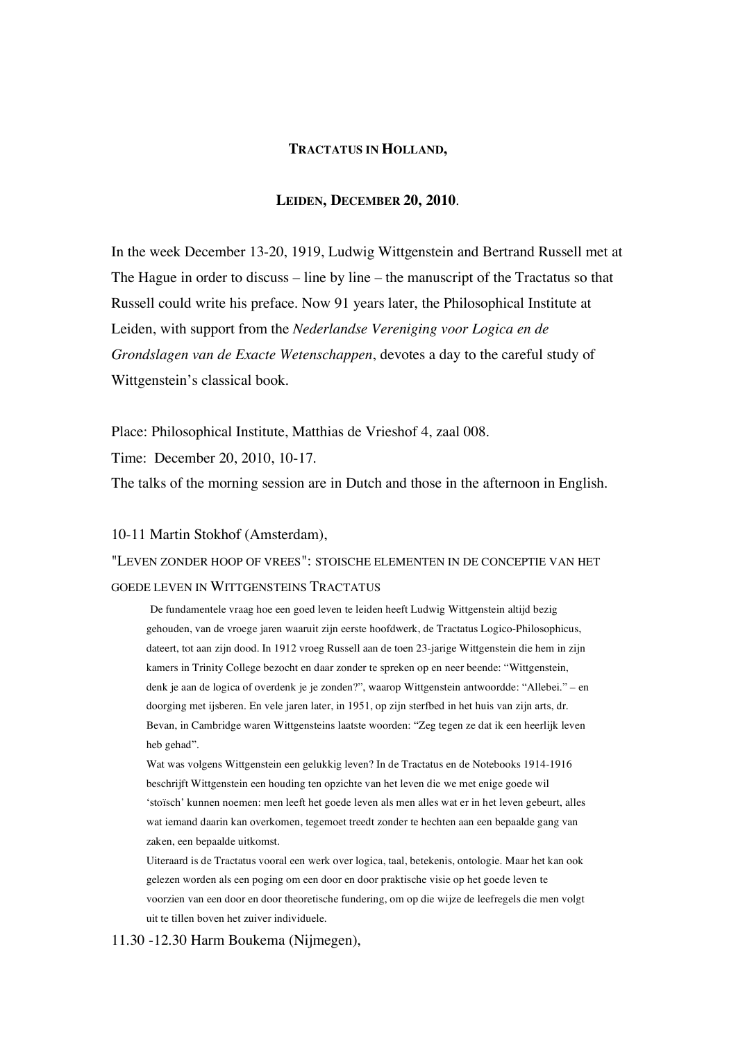# TRACTATUS IN HOLLAND,

## LEIDEN, DECEMBER 20, 2010.

In the week December 13-20, 1919, Ludwig Wittgenstein and Bertrand Russell met at The Hague in order to discuss – line by line – the manuscript of the Tractatus so that Russell could write his preface. Now 91 years later, the Philosophical Institute at Leiden, with support from the *Nederlandse Vereniging voor Logica en de Grondslagen van de Exacte Wetenschappen*, devotes a day to the careful study of Wittgenstein's classical book.

Place: Philosophical Institute, Matthias de Vrieshof 4, zaal 008.

Time: December 20, 2010, 10-17.

The talks of the morning session are in Dutch and those in the afternoon in English.

10-11 Martin Stokhof (Amsterdam),

"LEVEN ZONDER HOOP OF VREES": STOISCHE ELEMENTEN IN DE CONCEPTIE VAN HET GOEDE LEVEN IN WITTGENSTEINS TRACTATUS

De fundamentele vraag hoe een goed leven te leiden heeft Ludwig Wittgenstein altijd bezig gehouden, van de vroege jaren waaruit zijn eerste hoofdwerk, de Tractatus Logico-Philosophicus, dateert, tot aan zijn dood. In 1912 vroeg Russell aan de toen 23-jarige Wittgenstein die hem in zijn kamers in Trinity College bezocht en daar zonder te spreken op en neer beende: "Wittgenstein, denk je aan de logica of overdenk je je zonden?", waarop Wittgenstein antwoordde: "Allebei." – en doorging met ijsberen. En vele jaren later, in 1951, op zijn sterfbed in het huis van zijn arts, dr. Bevan, in Cambridge waren Wittgensteins laatste woorden: "Zeg tegen ze dat ik een heerlijk leven heb gehad".

Wat was volgens Wittgenstein een gelukkig leven? In de Tractatus en de Notebooks 1914-1916 beschrijft Wittgenstein een houding ten opzichte van het leven die we met enige goede wil 'stoïsch' kunnen noemen: men leeft het goede leven als men alles wat er in het leven gebeurt, alles wat iemand daarin kan overkomen, tegemoet treedt zonder te hechten aan een bepaalde gang van zaken, een bepaalde uitkomst.

Uiteraard is de Tractatus vooral een werk over logica, taal, betekenis, ontologie. Maar het kan ook gelezen worden als een poging om een door en door praktische visie op het goede leven te voorzien van een door en door theoretische fundering, om op die wijze de leefregels die men volgt uit te tillen boven het zuiver individuele.

11.30 -12.30 Harm Boukema (Nijmegen),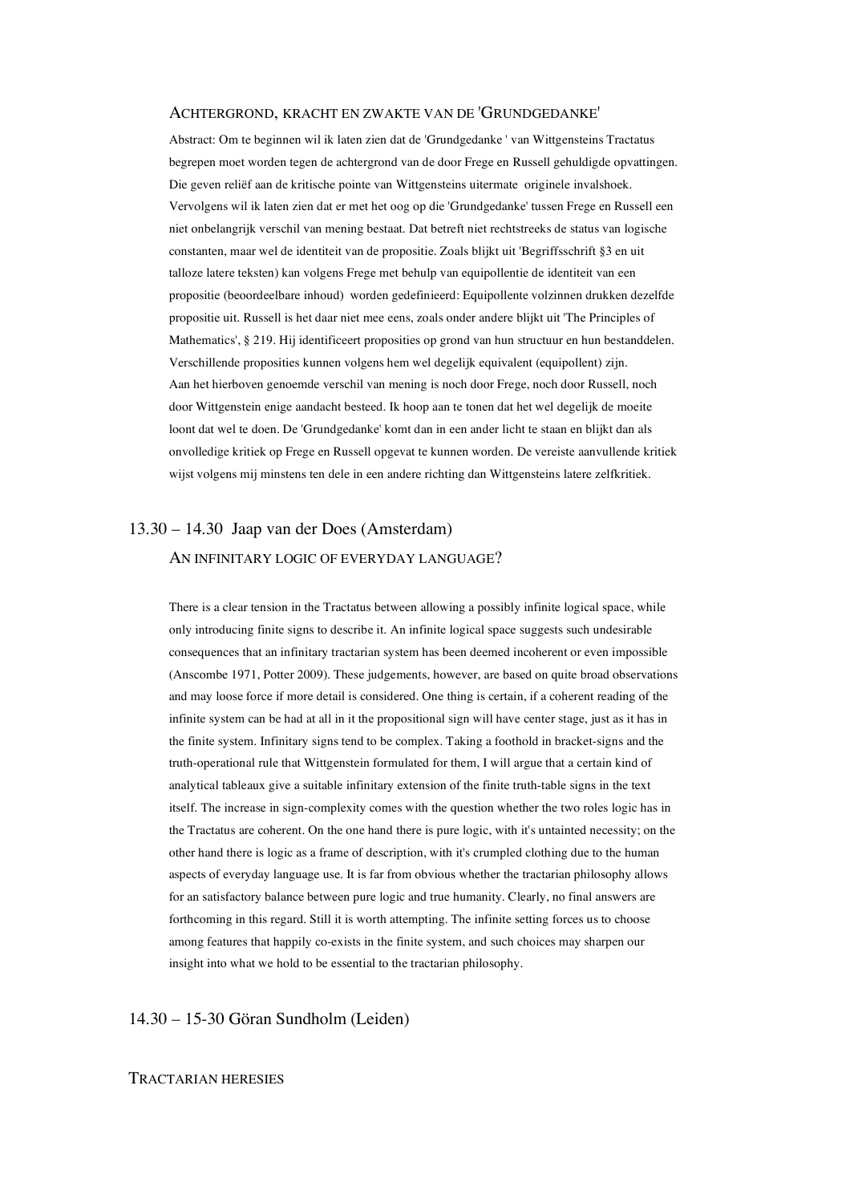### Achtergrond, kracht en zwakte van de 'Grundgedanke'

Abstract: Om te beginnen wil ik laten zien dat de 'Grundgedanke ' van Wittgensteins Tractatus begrepen moet worden tegen de achtergrond van de door Frege en Russell gehuldigde opvattingen. Die geven reliëf aan de kritische pointe van Wittgensteins uitermate originele invalshoek. Vervolgens wil ik laten zien dat er met het oog op die 'Grundgedanke' tussen Frege en Russell een niet onbelangrijk verschil van mening bestaat. Dat betreft niet rechtstreeks de status van logische constanten, maar wel de identiteit van de propositie. Zoals blijkt uit 'Begriffsschrift §3 en uit talloze latere teksten) kan volgens Frege met behulp van equipollentie de identiteit van een propositie (beoordeelbare inhoud) worden gedefinieerd: Equipollente volzinnen drukken dezelfde propositie uit. Russell is het daar niet mee eens, zoals onder andere blijkt uit 'The Principles of Mathematics', § 219. Hij identificeert proposities op grond van hun structuur en hun bestanddelen. Verschillende proposities kunnen volgens hem wel degelijk equivalent (equipollent) zijn.
Aan het hierboven genoemde verschil van mening is noch door Frege, noch door Russell, noch door Wittgenstein enige aandacht besteed. Ik hoop aan te tonen dat het wel degelijk de moeite loont dat wel te doen. De 'Grundgedanke' komt dan in een ander licht te staan en blijkt dan als onvolledige kritiek op Frege en Russell opgevat te kunnen worden. De vereiste aanvullende kritiek wijst volgens mij minstens ten dele in een andere richting dan Wittgensteins latere zelfkritiek.

## 13.30 – 14.30 Jaap van der Does (Amsterdam)

### An infinitary logic of everyday language?

There is a clear tension in the Tractatus between allowing a possibly infinite logical space, while only introducing finite signs to describe it. An infinite logical space suggests such undesirable consequences that an infinitary tractarian system has been deemed incoherent or even impossible (Anscombe 1971, Potter 2009). These judgements, however, are based on quite broad observations and may loose force if more detail is considered. One thing is certain, if a coherent reading of the infinite system can be had at all in it the propositional sign will have center stage, just as it has in the finite system. Infinitary signs tend to be complex. Taking a foothold in bracket-signs and the truth-operational rule that Wittgenstein formulated for them, I will argue that a certain kind of analytical tableaux give a suitable infinitary extension of the finite truth-table signs in the text itself. The increase in sign-complexity comes with the question whether the two roles logic has in the Tractatus are coherent. On the one hand there is pure logic, with it's untainted necessity; on the other hand there is logic as a frame of description, with it's crumpled clothing due to the human aspects of everyday language use. It is far from obvious whether the tractarian philosophy allows for an satisfactory balance between pure logic and true humanity. Clearly, no final answers are forthcoming in this regard. Still it is worth attempting. The infinite setting forces us to choose among features that happily co-exists in the finite system, and such choices may sharpen our insight into what we hold to be essential to the tractarian philosophy.

## 14.30 – 15-30 Göran Sundholm (Leiden)

### Tractarian heresies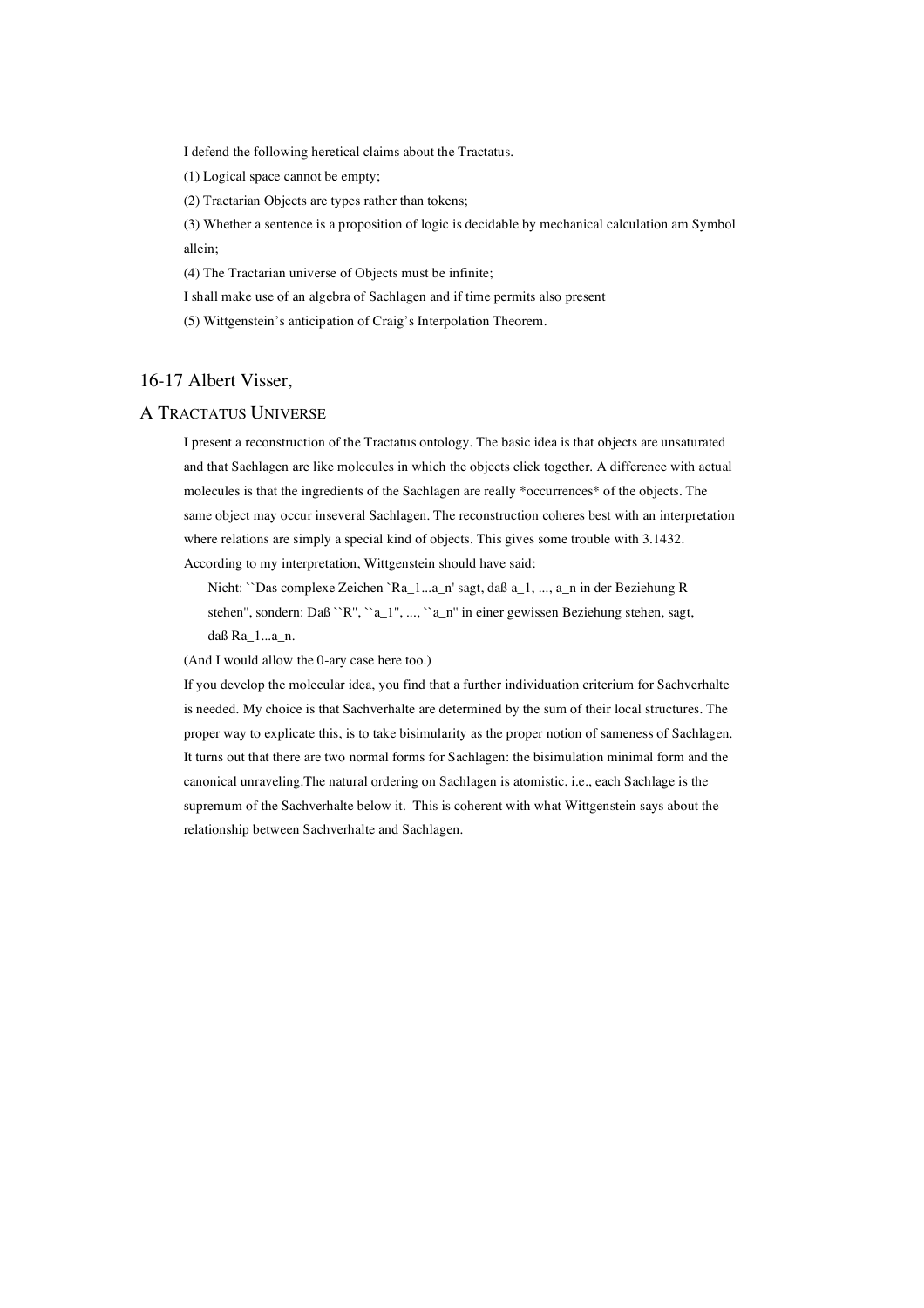I defend the following heretical claims about the Tractatus.

(1) Logical space cannot be empty;

(2) Tractarian Objects are types rather than tokens;

(3) Whether a sentence is a proposition of logic is decidable by mechanical calculation am Symbol allein;

(4) The Tractarian universe of Objects must be infinite;

I shall make use of an algebra of Sachlagen and if time permits also present

(5) Wittgenstein's anticipation of Craig's Interpolation Theorem.

## 16-17 Albert Visser,

### A TRACTATUS UNIVERSE

I present a reconstruction of the Tractatus ontology. The basic idea is that objects are unsaturated and that Sachlagen are like molecules in which the objects click together. A difference with actual molecules is that the ingredients of the Sachlagen are really *occurrences* of the objects. The same object may occur inseveral Sachlagen. The reconstruction coheres best with an interpretation where relations are simply a special kind of objects. This gives some trouble with 3.1432. According to my interpretation, Wittgenstein should have said:

> Nicht: ``Das complexe Zeichen `Ra_1...a_n' sagt, daß a_1, ..., a_n in der Beziehung R stehen'', sondern: Daß ``R'', ``a_1'', ..., ``a_n'' in einer gewissen Beziehung stehen, sagt, daß Ra_1...a_n.

(And I would allow the 0-ary case here too.)

If you develop the molecular idea, you find that a further individuation criterium for Sachverhalte is needed. My choice is that Sachverhalte are determined by the sum of their local structures. The proper way to explicate this, is to take bisimularity as the proper notion of sameness of Sachlagen. It turns out that there are two normal forms for Sachlagen: the bisimulation minimal form and the canonical unraveling.The natural ordering on Sachlagen is atomistic, i.e., each Sachlage is the supremum of the Sachverhalte below it. This is coherent with what Wittgenstein says about the relationship between Sachverhalte and Sachlagen.